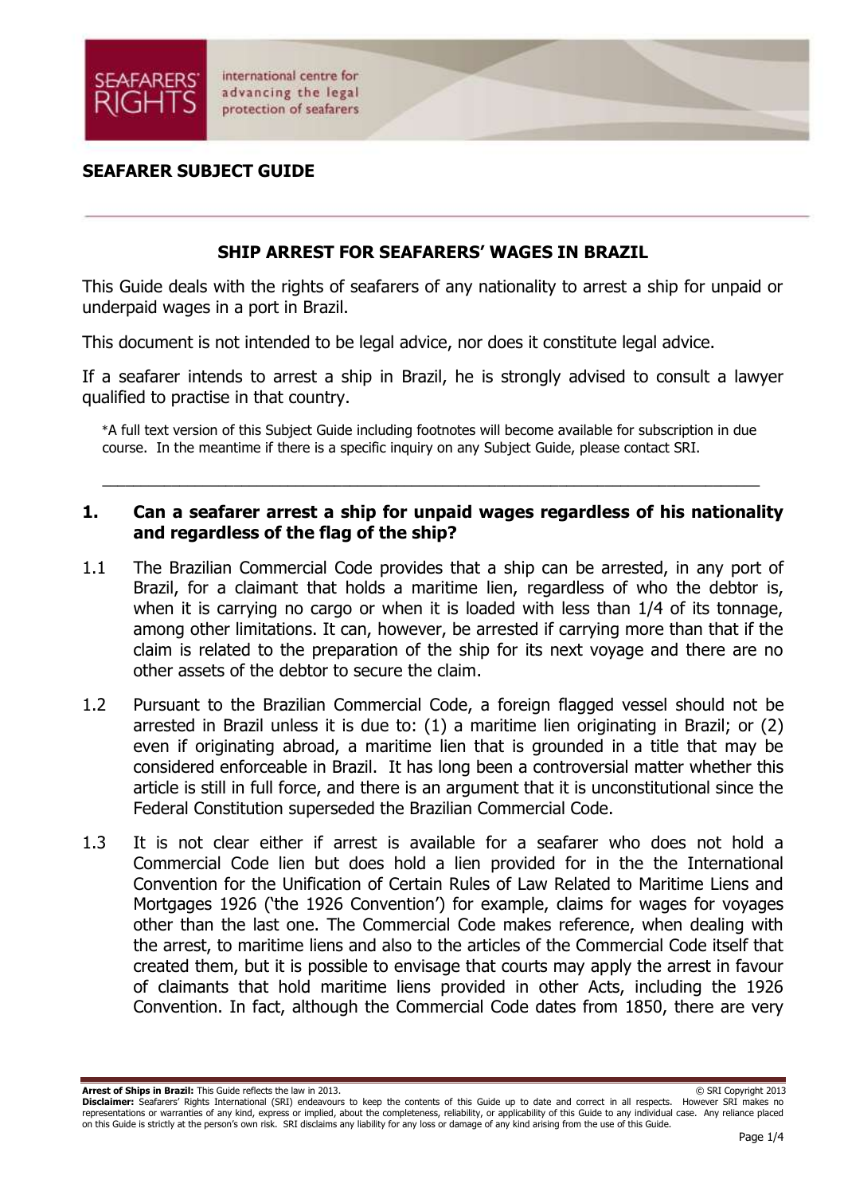**SEAFARER SUBJECT GUIDE**

## SHIP ARREST FOR SEAFARERS' WAGES IN BRAZIL

This Guide deals with the rights of seafarers of any nationality to arrest a ship for unpaid or underpaid wages in a port in Brazil.

This document is not intended to be legal advice, nor does it constitute legal advice.

If a seafarer intends to arrest a ship in Brazil, he is strongly advised to consult a lawyer qualified to practise in that country.

*A full text version of this Subject Guide including footnotes will become available for subscription in due course. In the meantime if there is a specific inquiry on any Subject Guide, please contact SRI.

---

### 1. Can a seafarer arrest a ship for unpaid wages regardless of his nationality and regardless of the flag of the ship?

1.1 The Brazilian Commercial Code provides that a ship can be arrested, in any port of Brazil, for a claimant that holds a maritime lien, regardless of who the debtor is, when it is carrying no cargo or when it is loaded with less than 1/4 of its tonnage, among other limitations. It can, however, be arrested if carrying more than that if the claim is related to the preparation of the ship for its next voyage and there are no other assets of the debtor to secure the claim.

1.2 Pursuant to the Brazilian Commercial Code, a foreign flagged vessel should not be arrested in Brazil unless it is due to: (1) a maritime lien originating in Brazil; or (2) even if originating abroad, a maritime lien that is grounded in a title that may be considered enforceable in Brazil. It has long been a controversial matter whether this article is still in full force, and there is an argument that it is unconstitutional since the Federal Constitution superseded the Brazilian Commercial Code.

1.3 It is not clear either if arrest is available for a seafarer who does not hold a Commercial Code lien but does hold a lien provided for in the the International Convention for the Unification of Certain Rules of Law Related to Maritime Liens and Mortgages 1926 ('the 1926 Convention') for example, claims for wages for voyages other than the last one. The Commercial Code makes reference, when dealing with the arrest, to maritime liens and also to the articles of the Commercial Code itself that created them, but it is possible to envisage that courts may apply the arrest in favour of claimants that hold maritime liens provided in other Acts, including the 1926 Convention. In fact, although the Commercial Code dates from 1850, there are very

**Arrest of Ships in Brazil:** This Guide reflects the law in 2013. © SRI Copyright 2013

**Disclaimer:** Seafarers' Rights International (SRI) endeavours to keep the contents of this Guide up to date and correct in all respects. However SRI makes no representations or warranties of any kind, express or implied, about the completeness, reliability, or applicability of this Guide to any individual case. Any reliance placed on this Guide is strictly at the person's own risk. SRI disclaims any liability for any loss or damage of any kind arising from the use of this Guide.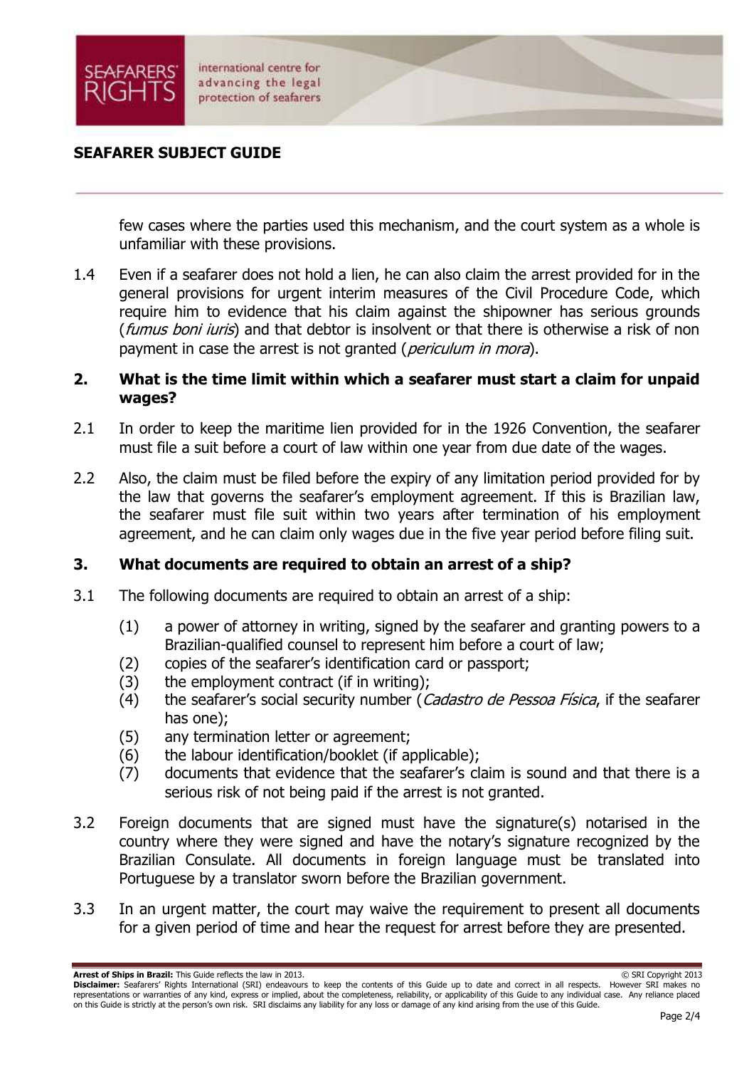few cases where the parties used this mechanism, and the court system as a whole is unfamiliar with these provisions.

1.4 Even if a seafarer does not hold a lien, he can also claim the arrest provided for in the general provisions for urgent interim measures of the Civil Procedure Code, which require him to evidence that his claim against the shipowner has serious grounds (*fumus boni iuris*) and that debtor is insolvent or that there is otherwise a risk of non payment in case the arrest is not granted (*periculum in mora*).

## 2. What is the time limit within which a seafarer must start a claim for unpaid wages?

2.1 In order to keep the maritime lien provided for in the 1926 Convention, the seafarer must file a suit before a court of law within one year from due date of the wages.

2.2 Also, the claim must be filed before the expiry of any limitation period provided for by the law that governs the seafarer's employment agreement. If this is Brazilian law, the seafarer must file suit within two years after termination of his employment agreement, and he can claim only wages due in the five year period before filing suit.

## 3. What documents are required to obtain an arrest of a ship?

3.1 The following documents are required to obtain an arrest of a ship:

(1) a power of attorney in writing, signed by the seafarer and granting powers to a Brazilian-qualified counsel to represent him before a court of law;
(2) copies of the seafarer's identification card or passport;
(3) the employment contract (if in writing);
(4) the seafarer's social security number (*Cadastro de Pessoa Física*, if the seafarer has one);
(5) any termination letter or agreement;
(6) the labour identification/booklet (if applicable);
(7) documents that evidence that the seafarer's claim is sound and that there is a serious risk of not being paid if the arrest is not granted.

3.2 Foreign documents that are signed must have the signature(s) notarised in the country where they were signed and have the notary's signature recognized by the Brazilian Consulate. All documents in foreign language must be translated into Portuguese by a translator sworn before the Brazilian government.

3.3 In an urgent matter, the court may waive the requirement to present all documents for a given period of time and hear the request for arrest before they are presented.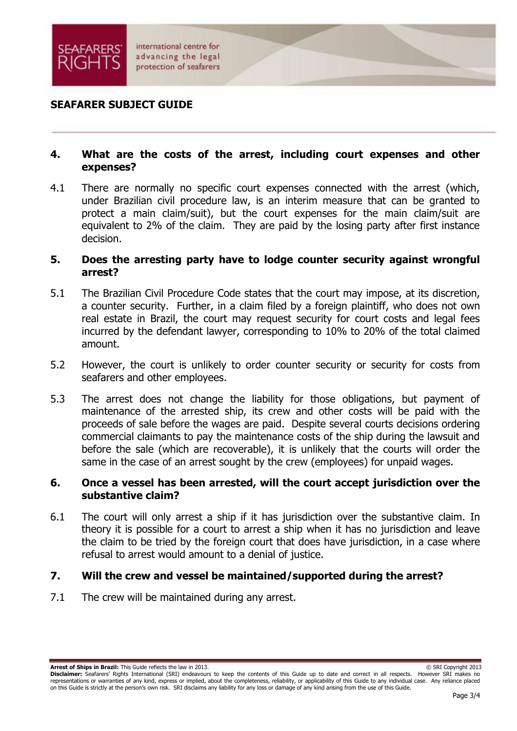## 4. What are the costs of the arrest, including court expenses and other expenses?

4.1 There are normally no specific court expenses connected with the arrest (which, under Brazilian civil procedure law, is an interim measure that can be granted to protect a main claim/suit), but the court expenses for the main claim/suit are equivalent to 2% of the claim. They are paid by the losing party after first instance decision.

## 5. Does the arresting party have to lodge counter security against wrongful arrest?

5.1 The Brazilian Civil Procedure Code states that the court may impose, at its discretion, a counter security. Further, in a claim filed by a foreign plaintiff, who does not own real estate in Brazil, the court may request security for court costs and legal fees incurred by the defendant lawyer, corresponding to 10% to 20% of the total claimed amount.

5.2 However, the court is unlikely to order counter security or security for costs from seafarers and other employees.

5.3 The arrest does not change the liability for those obligations, but payment of maintenance of the arrested ship, its crew and other costs will be paid with the proceeds of sale before the wages are paid. Despite several courts decisions ordering commercial claimants to pay the maintenance costs of the ship during the lawsuit and before the sale (which are recoverable), it is unlikely that the courts will order the same in the case of an arrest sought by the crew (employees) for unpaid wages.

## 6. Once a vessel has been arrested, will the court accept jurisdiction over the substantive claim?

6.1 The court will only arrest a ship if it has jurisdiction over the substantive claim. In theory it is possible for a court to arrest a ship when it has no jurisdiction and leave the claim to be tried by the foreign court that does have jurisdiction, in a case where refusal to arrest would amount to a denial of justice.

## 7. Will the crew and vessel be maintained/supported during the arrest?

7.1 The crew will be maintained during any arrest.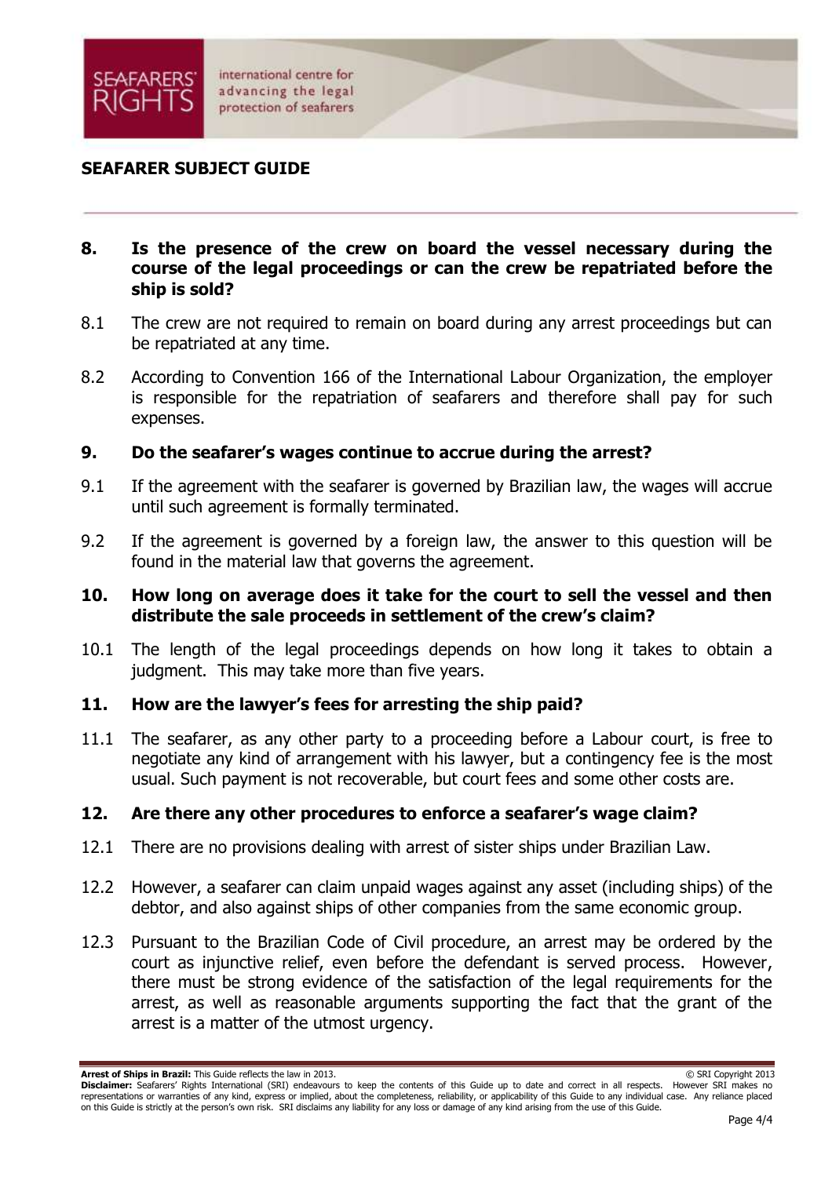**SEAFARER SUBJECT GUIDE**

**8. Is the presence of the crew on board the vessel necessary during the course of the legal proceedings or can the crew be repatriated before the ship is sold?**

8.1 The crew are not required to remain on board during any arrest proceedings but can be repatriated at any time.

8.2 According to Convention 166 of the International Labour Organization, the employer is responsible for the repatriation of seafarers and therefore shall pay for such expenses.

**9. Do the seafarer's wages continue to accrue during the arrest?**

9.1 If the agreement with the seafarer is governed by Brazilian law, the wages will accrue until such agreement is formally terminated.

9.2 If the agreement is governed by a foreign law, the answer to this question will be found in the material law that governs the agreement.

**10. How long on average does it take for the court to sell the vessel and then distribute the sale proceeds in settlement of the crew's claim?**

10.1 The length of the legal proceedings depends on how long it takes to obtain a judgment. This may take more than five years.

**11. How are the lawyer's fees for arresting the ship paid?**

11.1 The seafarer, as any other party to a proceeding before a Labour court, is free to negotiate any kind of arrangement with his lawyer, but a contingency fee is the most usual. Such payment is not recoverable, but court fees and some other costs are.

**12. Are there any other procedures to enforce a seafarer's wage claim?**

12.1 There are no provisions dealing with arrest of sister ships under Brazilian Law.

12.2 However, a seafarer can claim unpaid wages against any asset (including ships) of the debtor, and also against ships of other companies from the same economic group.

12.3 Pursuant to the Brazilian Code of Civil procedure, an arrest may be ordered by the court as injunctive relief, even before the defendant is served process. However, there must be strong evidence of the satisfaction of the legal requirements for the arrest, as well as reasonable arguments supporting the fact that the grant of the arrest is a matter of the utmost urgency.

**Arrest of Ships in Brazil:** This Guide reflects the law in 2013. © SRI Copyright 2013

**Disclaimer:** Seafarers' Rights International (SRI) endeavours to keep the contents of this Guide up to date and correct in all respects. However SRI makes no representations or warranties of any kind, express or implied, about the completeness, reliability, or applicability of this Guide to any individual case. Any reliance placed on this Guide is strictly at the person's own risk. SRI disclaims any liability for any loss or damage of any kind arising from the use of this Guide.